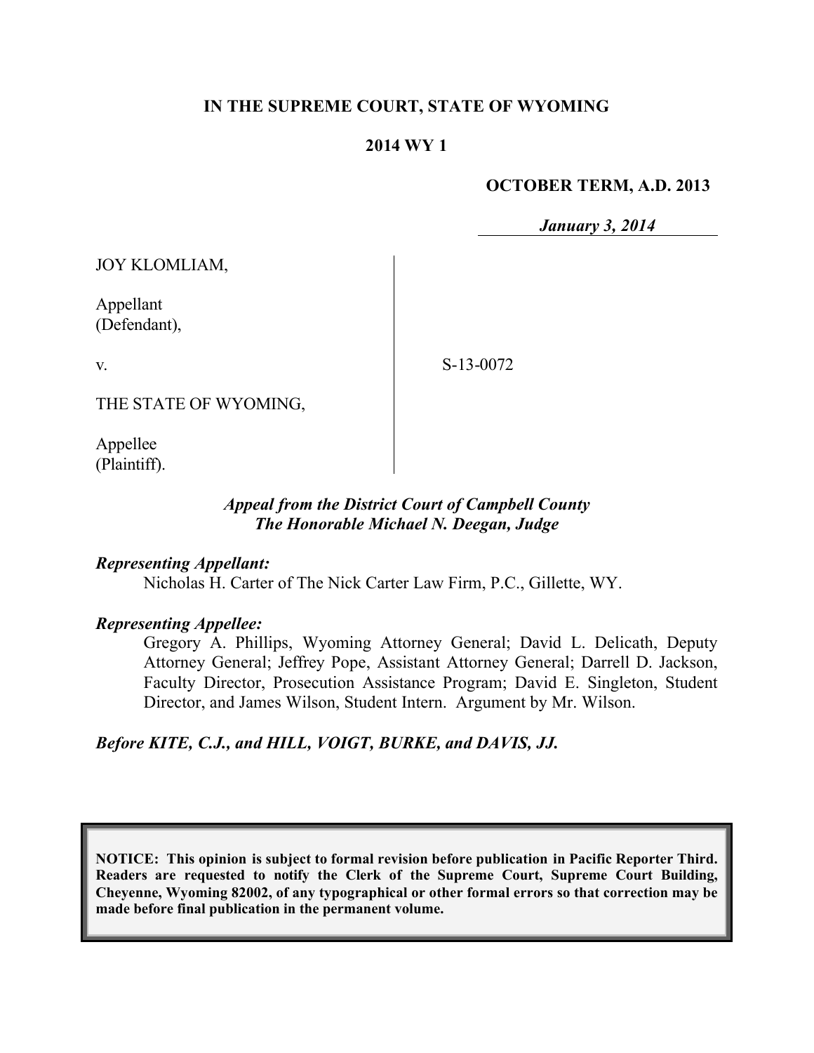**IN THE SUPREME COURT, STATE OF WYOMING**

**2014 WY 1**

**OCTOBER TERM, A.D. 2013**

***January 3, 2014***

JOY KLOMLIAM,

Appellant
(Defendant),

v.

S-13-0072

THE STATE OF WYOMING,

Appellee
(Plaintiff).

*Appeal from the District Court of Campbell County*
*The Honorable Michael N. Deegan, Judge*

***Representing Appellant:***

Nicholas H. Carter of The Nick Carter Law Firm, P.C., Gillette, WY.

***Representing Appellee:***

Gregory A. Phillips, Wyoming Attorney General; David L. Delicath, Deputy Attorney General; Jeffrey Pope, Assistant Attorney General; Darrell D. Jackson, Faculty Director, Prosecution Assistance Program; David E. Singleton, Student Director, and James Wilson, Student Intern. Argument by Mr. Wilson.

***Before KITE, C.J., and HILL, VOIGT, BURKE, and DAVIS, JJ.***

**NOTICE: This opinion is subject to formal revision before publication in Pacific Reporter Third. Readers are requested to notify the Clerk of the Supreme Court, Supreme Court Building, Cheyenne, Wyoming 82002, of any typographical or other formal errors so that correction may be made before final publication in the permanent volume.**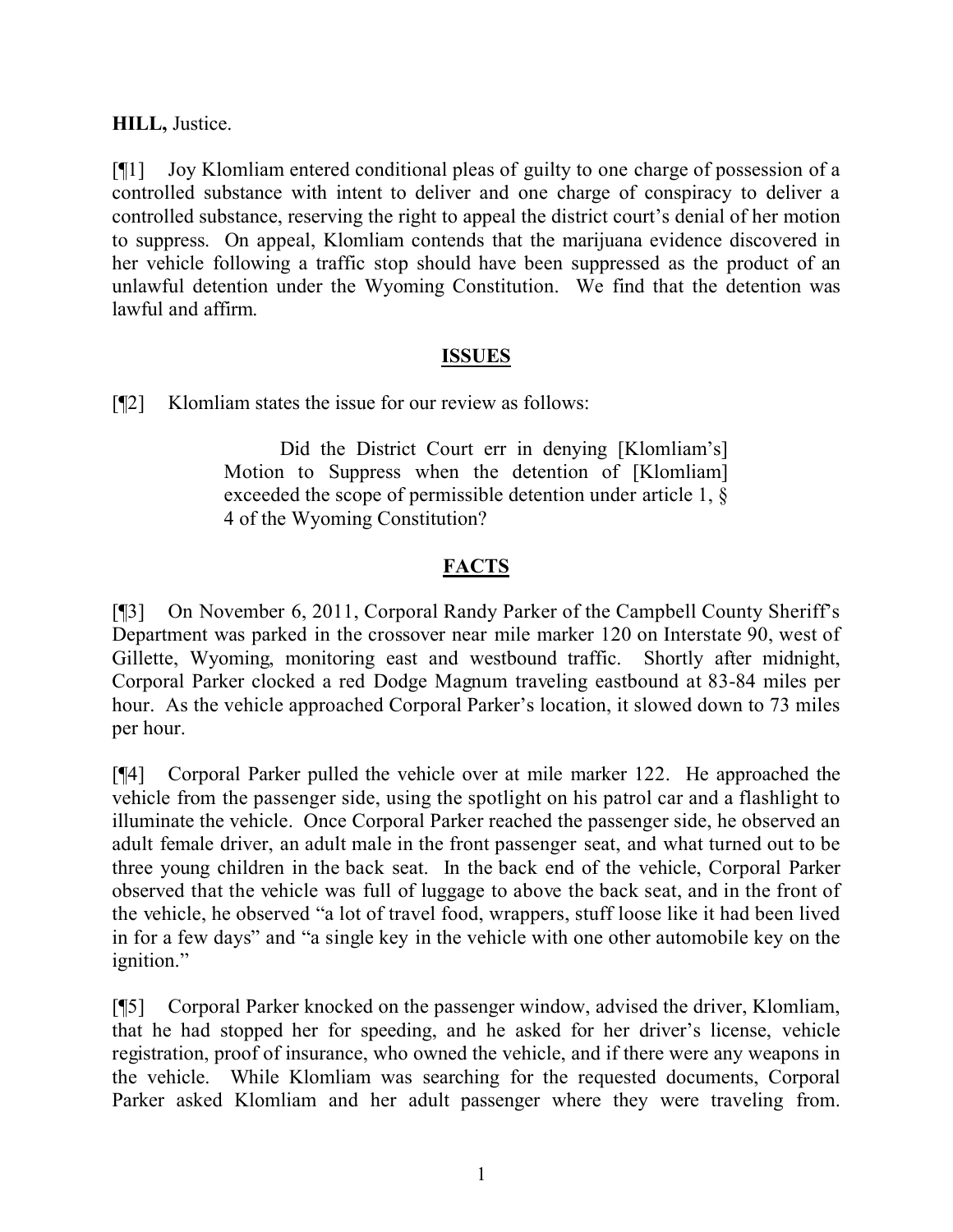**HILL,** Justice.

[¶1] Joy Klomliam entered conditional pleas of guilty to one charge of possession of a controlled substance with intent to deliver and one charge of conspiracy to deliver a controlled substance, reserving the right to appeal the district court's denial of her motion to suppress. On appeal, Klomliam contends that the marijuana evidence discovered in her vehicle following a traffic stop should have been suppressed as the product of an unlawful detention under the Wyoming Constitution. We find that the detention was lawful and affirm.

## ISSUES

[¶2] Klomliam states the issue for our review as follows:

> Did the District Court err in denying [Klomliam's] Motion to Suppress when the detention of [Klomliam] exceeded the scope of permissible detention under article 1, § 4 of the Wyoming Constitution?

## FACTS

[¶3] On November 6, 2011, Corporal Randy Parker of the Campbell County Sheriff's Department was parked in the crossover near mile marker 120 on Interstate 90, west of Gillette, Wyoming, monitoring east and westbound traffic. Shortly after midnight, Corporal Parker clocked a red Dodge Magnum traveling eastbound at 83-84 miles per hour. As the vehicle approached Corporal Parker's location, it slowed down to 73 miles per hour.

[¶4] Corporal Parker pulled the vehicle over at mile marker 122. He approached the vehicle from the passenger side, using the spotlight on his patrol car and a flashlight to illuminate the vehicle. Once Corporal Parker reached the passenger side, he observed an adult female driver, an adult male in the front passenger seat, and what turned out to be three young children in the back seat. In the back end of the vehicle, Corporal Parker observed that the vehicle was full of luggage to above the back seat, and in the front of the vehicle, he observed "a lot of travel food, wrappers, stuff loose like it had been lived in for a few days" and "a single key in the vehicle with one other automobile key on the ignition."

[¶5] Corporal Parker knocked on the passenger window, advised the driver, Klomliam, that he had stopped her for speeding, and he asked for her driver's license, vehicle registration, proof of insurance, who owned the vehicle, and if there were any weapons in the vehicle. While Klomliam was searching for the requested documents, Corporal Parker asked Klomliam and her adult passenger where they were traveling from.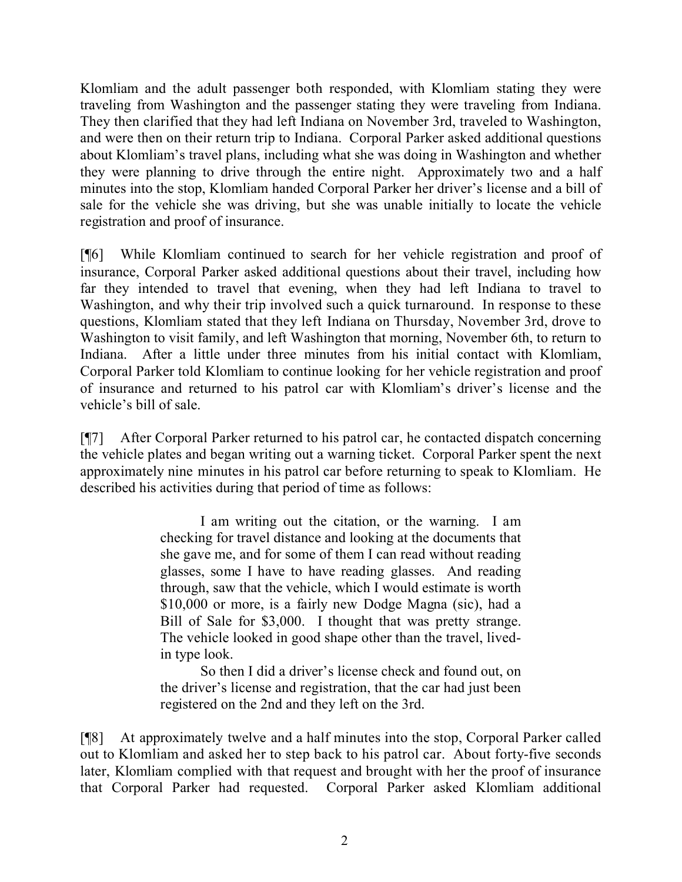Klomliam and the adult passenger both responded, with Klomliam stating they were traveling from Washington and the passenger stating they were traveling from Indiana. They then clarified that they had left Indiana on November 3rd, traveled to Washington, and were then on their return trip to Indiana. Corporal Parker asked additional questions about Klomliam's travel plans, including what she was doing in Washington and whether they were planning to drive through the entire night. Approximately two and a half minutes into the stop, Klomliam handed Corporal Parker her driver's license and a bill of sale for the vehicle she was driving, but she was unable initially to locate the vehicle registration and proof of insurance.

[¶6] While Klomliam continued to search for her vehicle registration and proof of insurance, Corporal Parker asked additional questions about their travel, including how far they intended to travel that evening, when they had left Indiana to travel to Washington, and why their trip involved such a quick turnaround. In response to these questions, Klomliam stated that they left Indiana on Thursday, November 3rd, drove to Washington to visit family, and left Washington that morning, November 6th, to return to Indiana. After a little under three minutes from his initial contact with Klomliam, Corporal Parker told Klomliam to continue looking for her vehicle registration and proof of insurance and returned to his patrol car with Klomliam's driver's license and the vehicle's bill of sale.

[¶7] After Corporal Parker returned to his patrol car, he contacted dispatch concerning the vehicle plates and began writing out a warning ticket. Corporal Parker spent the next approximately nine minutes in his patrol car before returning to speak to Klomliam. He described his activities during that period of time as follows:

> I am writing out the citation, or the warning. I am checking for travel distance and looking at the documents that she gave me, and for some of them I can read without reading glasses, some I have to have reading glasses. And reading through, saw that the vehicle, which I would estimate is worth $10,000 or more, is a fairly new Dodge Magna (sic), had a Bill of Sale for $3,000. I thought that was pretty strange. The vehicle looked in good shape other than the travel, lived-in type look.
>
> So then I did a driver's license check and found out, on the driver's license and registration, that the car had just been registered on the 2nd and they left on the 3rd.

[¶8] At approximately twelve and a half minutes into the stop, Corporal Parker called out to Klomliam and asked her to step back to his patrol car. About forty-five seconds later, Klomliam complied with that request and brought with her the proof of insurance that Corporal Parker had requested. Corporal Parker asked Klomliam additional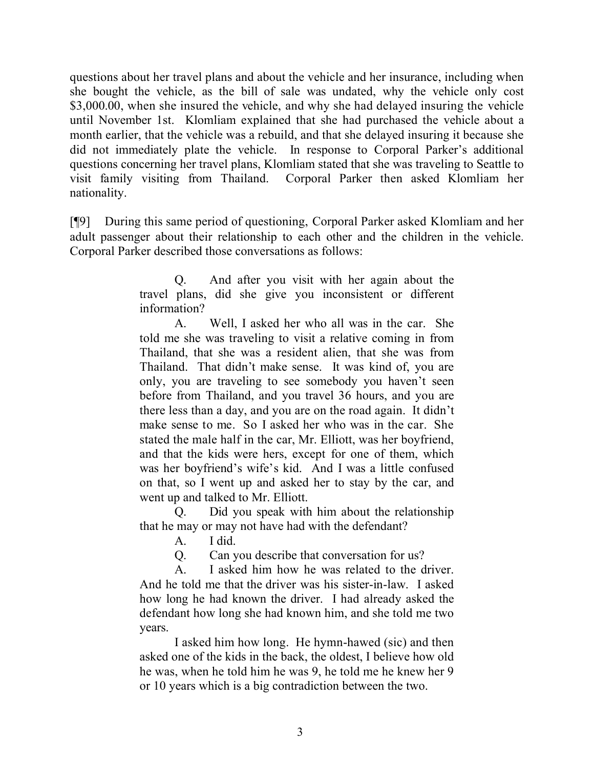questions about her travel plans and about the vehicle and her insurance, including when she bought the vehicle, as the bill of sale was undated, why the vehicle only cost $3,000.00, when she insured the vehicle, and why she had delayed insuring the vehicle until November 1st. Klomliam explained that she had purchased the vehicle about a month earlier, that the vehicle was a rebuild, and that she delayed insuring it because she did not immediately plate the vehicle. In response to Corporal Parker's additional questions concerning her travel plans, Klomliam stated that she was traveling to Seattle to visit family visiting from Thailand. Corporal Parker then asked Klomliam her nationality.

[¶9] During this same period of questioning, Corporal Parker asked Klomliam and her adult passenger about their relationship to each other and the children in the vehicle. Corporal Parker described those conversations as follows:

> Q. And after you visit with her again about the travel plans, did she give you inconsistent or different information?
>
> A. Well, I asked her who all was in the car. She told me she was traveling to visit a relative coming in from Thailand, that she was a resident alien, that she was from Thailand. That didn't make sense. It was kind of, you are only, you are traveling to see somebody you haven't seen before from Thailand, and you travel 36 hours, and you are there less than a day, and you are on the road again. It didn't make sense to me. So I asked her who was in the car. She stated the male half in the car, Mr. Elliott, was her boyfriend, and that the kids were hers, except for one of them, which was her boyfriend's wife's kid. And I was a little confused on that, so I went up and asked her to stay by the car, and went up and talked to Mr. Elliott.
>
> Q. Did you speak with him about the relationship that he may or may not have had with the defendant?
>
> A. I did.
>
> Q. Can you describe that conversation for us?
>
> A. I asked him how he was related to the driver. And he told me that the driver was his sister-in-law. I asked how long he had known the driver. I had already asked the defendant how long she had known him, and she told me two years.
>
> I asked him how long. He hymn-hawed (sic) and then asked one of the kids in the back, the oldest, I believe how old he was, when he told him he was 9, he told me he knew her 9 or 10 years which is a big contradiction between the two.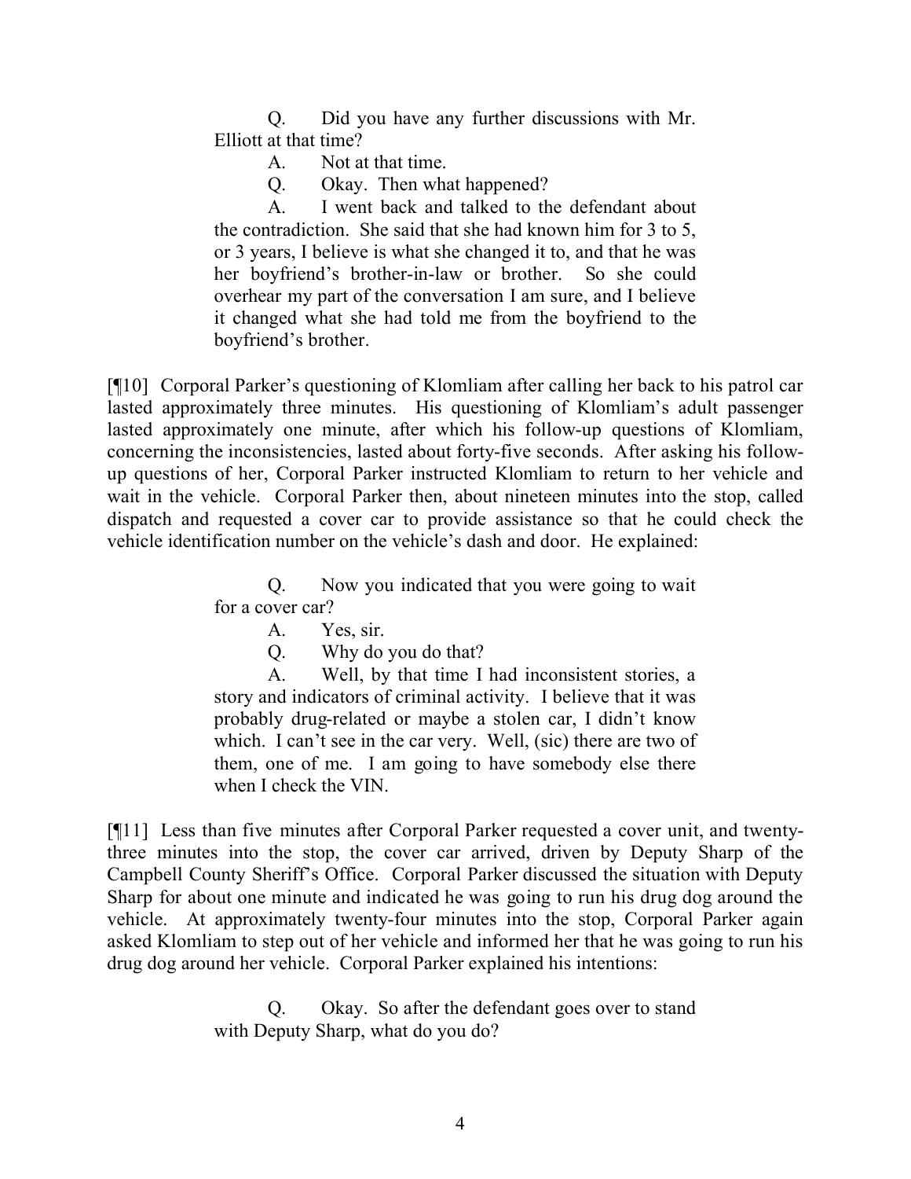> Q. Did you have any further discussions with Mr. Elliott at that time?
>
> A. Not at that time.
>
> Q. Okay. Then what happened?
>
> A. I went back and talked to the defendant about the contradiction. She said that she had known him for 3 to 5, or 3 years, I believe is what she changed it to, and that he was her boyfriend's brother-in-law or brother. So she could overhear my part of the conversation I am sure, and I believe it changed what she had told me from the boyfriend to the boyfriend's brother.

[¶10] Corporal Parker's questioning of Klomliam after calling her back to his patrol car lasted approximately three minutes. His questioning of Klomliam's adult passenger lasted approximately one minute, after which his follow-up questions of Klomliam, concerning the inconsistencies, lasted about forty-five seconds. After asking his follow-up questions of her, Corporal Parker instructed Klomliam to return to her vehicle and wait in the vehicle. Corporal Parker then, about nineteen minutes into the stop, called dispatch and requested a cover car to provide assistance so that he could check the vehicle identification number on the vehicle's dash and door. He explained:

> Q. Now you indicated that you were going to wait for a cover car?
>
> A. Yes, sir.
>
> Q. Why do you do that?
>
> A. Well, by that time I had inconsistent stories, a story and indicators of criminal activity. I believe that it was probably drug-related or maybe a stolen car, I didn't know which. I can't see in the car very. Well, (sic) there are two of them, one of me. I am going to have somebody else there when I check the VIN.

[¶11] Less than five minutes after Corporal Parker requested a cover unit, and twenty-three minutes into the stop, the cover car arrived, driven by Deputy Sharp of the Campbell County Sheriff's Office. Corporal Parker discussed the situation with Deputy Sharp for about one minute and indicated he was going to run his drug dog around the vehicle. At approximately twenty-four minutes into the stop, Corporal Parker again asked Klomliam to step out of her vehicle and informed her that he was going to run his drug dog around her vehicle. Corporal Parker explained his intentions:

> Q. Okay. So after the defendant goes over to stand with Deputy Sharp, what do you do?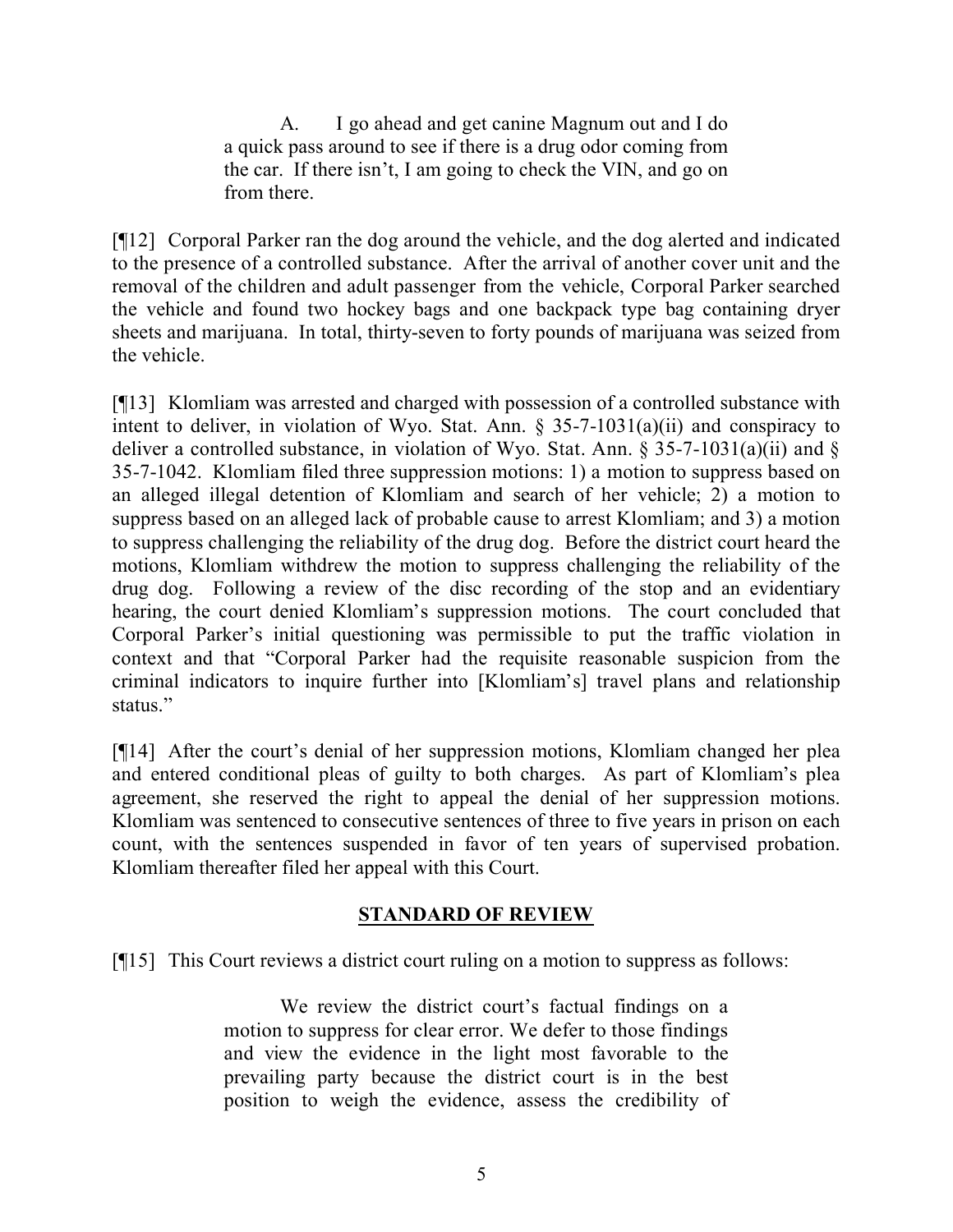> A. I go ahead and get canine Magnum out and I do a quick pass around to see if there is a drug odor coming from the car. If there isn't, I am going to check the VIN, and go on from there.

[¶12] Corporal Parker ran the dog around the vehicle, and the dog alerted and indicated to the presence of a controlled substance. After the arrival of another cover unit and the removal of the children and adult passenger from the vehicle, Corporal Parker searched the vehicle and found two hockey bags and one backpack type bag containing dryer sheets and marijuana. In total, thirty-seven to forty pounds of marijuana was seized from the vehicle.

[¶13] Klomliam was arrested and charged with possession of a controlled substance with intent to deliver, in violation of Wyo. Stat. Ann. § 35-7-1031(a)(ii) and conspiracy to deliver a controlled substance, in violation of Wyo. Stat. Ann. § 35-7-1031(a)(ii) and § 35-7-1042. Klomliam filed three suppression motions: 1) a motion to suppress based on an alleged illegal detention of Klomliam and search of her vehicle; 2) a motion to suppress based on an alleged lack of probable cause to arrest Klomliam; and 3) a motion to suppress challenging the reliability of the drug dog. Before the district court heard the motions, Klomliam withdrew the motion to suppress challenging the reliability of the drug dog. Following a review of the disc recording of the stop and an evidentiary hearing, the court denied Klomliam's suppression motions. The court concluded that Corporal Parker's initial questioning was permissible to put the traffic violation in context and that "Corporal Parker had the requisite reasonable suspicion from the criminal indicators to inquire further into [Klomliam's] travel plans and relationship status."

[¶14] After the court's denial of her suppression motions, Klomliam changed her plea and entered conditional pleas of guilty to both charges. As part of Klomliam's plea agreement, she reserved the right to appeal the denial of her suppression motions. Klomliam was sentenced to consecutive sentences of three to five years in prison on each count, with the sentences suspended in favor of ten years of supervised probation. Klomliam thereafter filed her appeal with this Court.

## STANDARD OF REVIEW

[¶15] This Court reviews a district court ruling on a motion to suppress as follows:

> We review the district court's factual findings on a motion to suppress for clear error. We defer to those findings and view the evidence in the light most favorable to the prevailing party because the district court is in the best position to weigh the evidence, assess the credibility of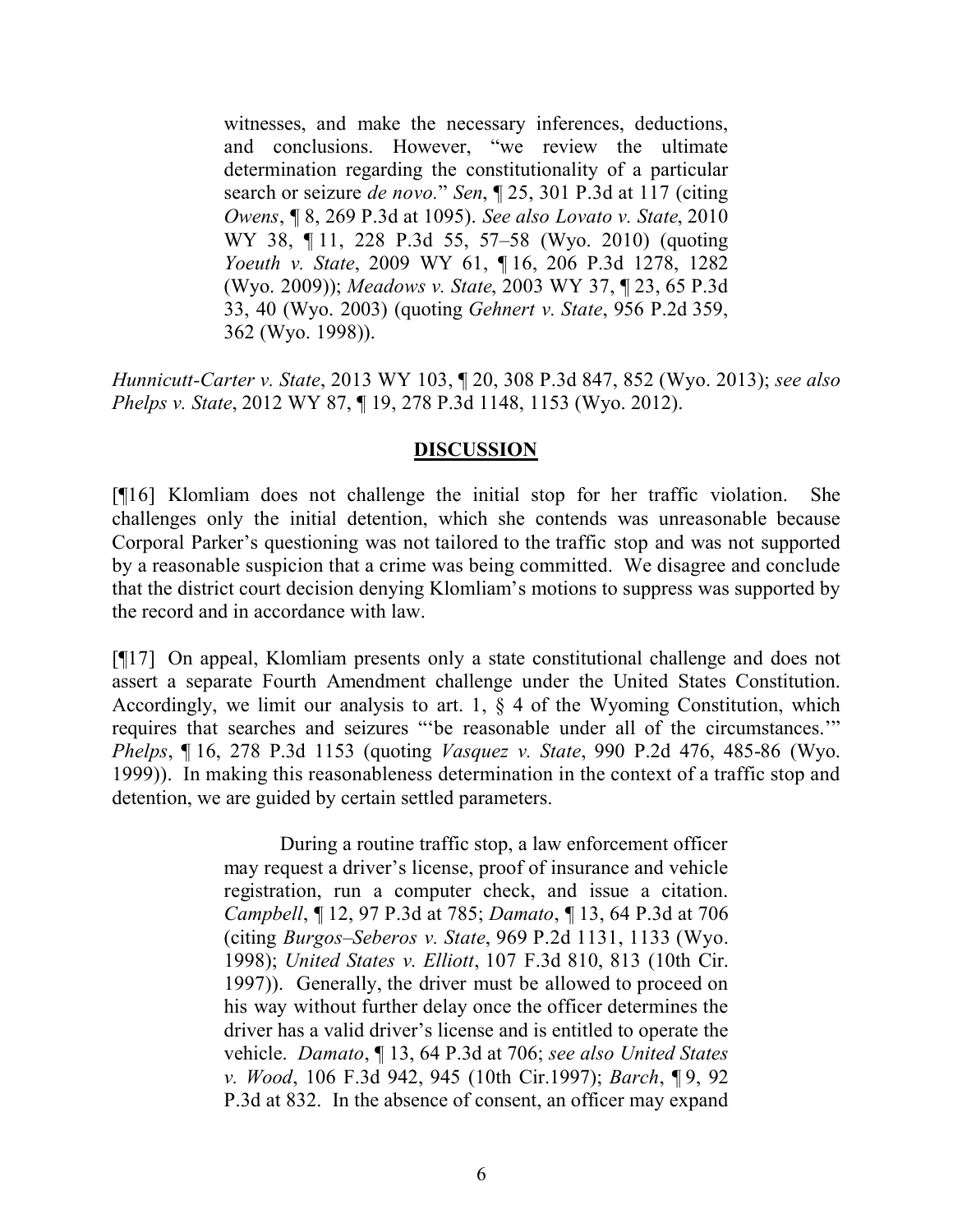> witnesses, and make the necessary inferences, deductions, and conclusions. However, "we review the ultimate determination regarding the constitutionality of a particular search or seizure *de novo.*" *Sen*, ¶ 25, 301 P.3d at 117 (citing *Owens*, ¶ 8, 269 P.3d at 1095). *See also Lovato v. State*, 2010 WY 38, ¶ 11, 228 P.3d 55, 57–58 (Wyo. 2010) (quoting *Yoeuth v. State*, 2009 WY 61, ¶ 16, 206 P.3d 1278, 1282 (Wyo. 2009)); *Meadows v. State*, 2003 WY 37, ¶ 23, 65 P.3d 33, 40 (Wyo. 2003) (quoting *Gehnert v. State*, 956 P.2d 359, 362 (Wyo. 1998)).

*Hunnicutt-Carter v. State*, 2013 WY 103, ¶ 20, 308 P.3d 847, 852 (Wyo. 2013); *see also Phelps v. State*, 2012 WY 87, ¶ 19, 278 P.3d 1148, 1153 (Wyo. 2012).

## DISCUSSION

[¶16] Klomliam does not challenge the initial stop for her traffic violation. She challenges only the initial detention, which she contends was unreasonable because Corporal Parker's questioning was not tailored to the traffic stop and was not supported by a reasonable suspicion that a crime was being committed. We disagree and conclude that the district court decision denying Klomliam's motions to suppress was supported by the record and in accordance with law.

[¶17] On appeal, Klomliam presents only a state constitutional challenge and does not assert a separate Fourth Amendment challenge under the United States Constitution. Accordingly, we limit our analysis to art. 1, § 4 of the Wyoming Constitution, which requires that searches and seizures "'be reasonable under all of the circumstances.'" *Phelps*, ¶ 16, 278 P.3d 1153 (quoting *Vasquez v. State*, 990 P.2d 476, 485-86 (Wyo. 1999)). In making this reasonableness determination in the context of a traffic stop and detention, we are guided by certain settled parameters.

> During a routine traffic stop, a law enforcement officer may request a driver's license, proof of insurance and vehicle registration, run a computer check, and issue a citation. *Campbell*, ¶ 12, 97 P.3d at 785; *Damato*, ¶ 13, 64 P.3d at 706 (citing *Burgos–Seberos v. State*, 969 P.2d 1131, 1133 (Wyo. 1998); *United States v. Elliott*, 107 F.3d 810, 813 (10th Cir. 1997)). Generally, the driver must be allowed to proceed on his way without further delay once the officer determines the driver has a valid driver's license and is entitled to operate the vehicle. *Damato*, ¶ 13, 64 P.3d at 706; *see also United States v. Wood*, 106 F.3d 942, 945 (10th Cir.1997); *Barch*, ¶ 9, 92 P.3d at 832. In the absence of consent, an officer may expand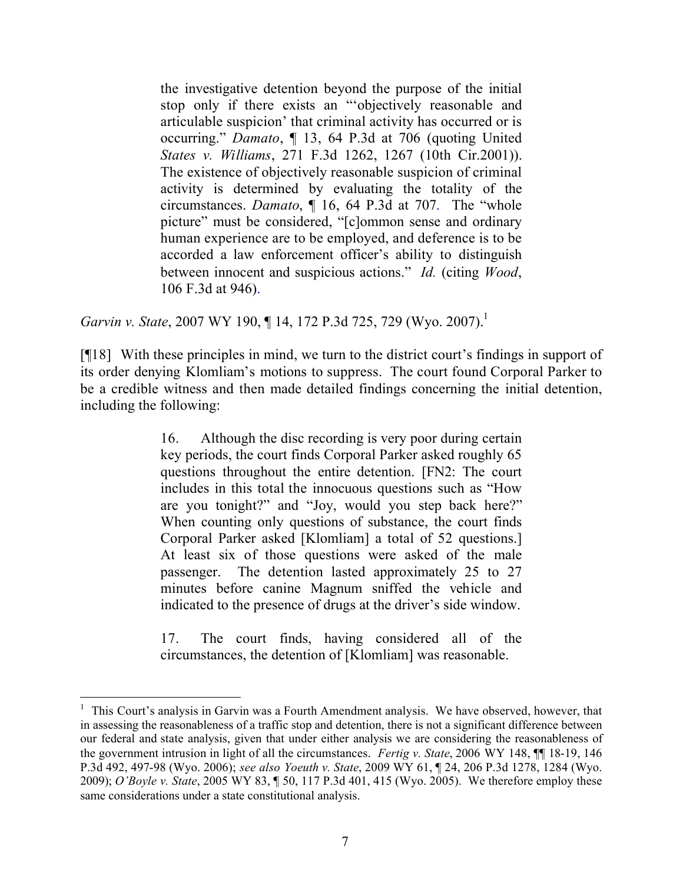> the investigative detention beyond the purpose of the initial stop only if there exists an "'objectively reasonable and articulable suspicion' that criminal activity has occurred or is occurring." *Damato*, ¶ 13, 64 P.3d at 706 (quoting United *States v. Williams*, 271 F.3d 1262, 1267 (10th Cir.2001)). The existence of objectively reasonable suspicion of criminal activity is determined by evaluating the totality of the circumstances. *Damato*, ¶ 16, 64 P.3d at 707. The "whole picture" must be considered, "[c]ommon sense and ordinary human experience are to be employed, and deference is to be accorded a law enforcement officer's ability to distinguish between innocent and suspicious actions." *Id.* (citing *Wood*, 106 F.3d at 946).

*Garvin v. State*, 2007 WY 190, ¶ 14, 172 P.3d 725, 729 (Wyo. 2007).[1]

[¶18] With these principles in mind, we turn to the district court's findings in support of its order denying Klomliam's motions to suppress. The court found Corporal Parker to be a credible witness and then made detailed findings concerning the initial detention, including the following:

> 16. Although the disc recording is very poor during certain key periods, the court finds Corporal Parker asked roughly 65 questions throughout the entire detention. [FN2: The court includes in this total the innocuous questions such as "How are you tonight?" and "Joy, would you step back here?" When counting only questions of substance, the court finds Corporal Parker asked [Klomliam] a total of 52 questions.] At least six of those questions were asked of the male passenger. The detention lasted approximately 25 to 27 minutes before canine Magnum sniffed the vehicle and indicated to the presence of drugs at the driver's side window.
>
> 17. The court finds, having considered all of the circumstances, the detention of [Klomliam] was reasonable.

---

[1] This Court's analysis in Garvin was a Fourth Amendment analysis. We have observed, however, that in assessing the reasonableness of a traffic stop and detention, there is not a significant difference between our federal and state analysis, given that under either analysis we are considering the reasonableness of the government intrusion in light of all the circumstances. *Fertig v. State*, 2006 WY 148, ¶¶ 18-19, 146 P.3d 492, 497-98 (Wyo. 2006); *see also Yoeuth v. State*, 2009 WY 61, ¶ 24, 206 P.3d 1278, 1284 (Wyo. 2009); *O'Boyle v. State*, 2005 WY 83, ¶ 50, 117 P.3d 401, 415 (Wyo. 2005). We therefore employ these same considerations under a state constitutional analysis.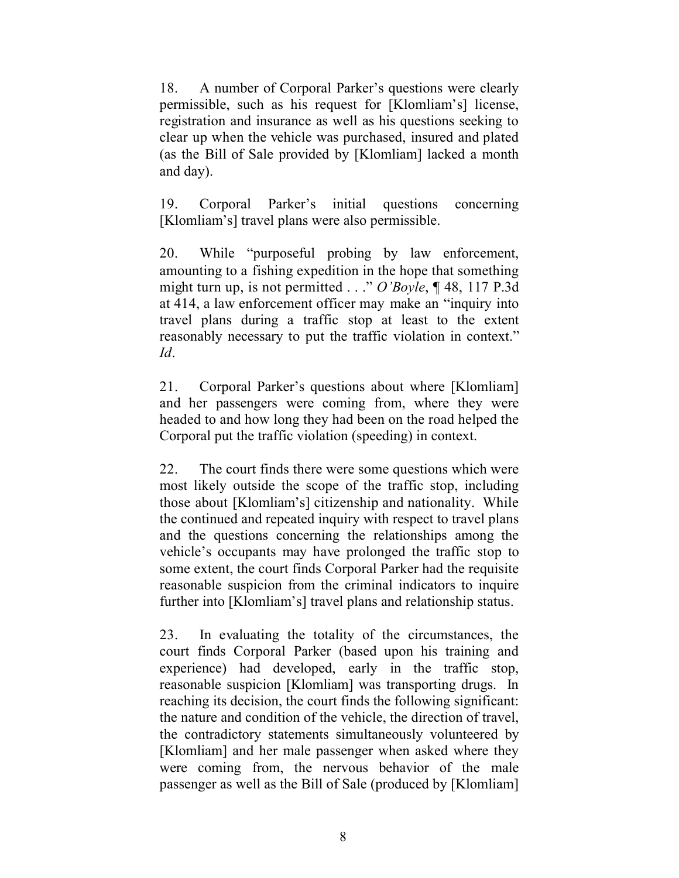18. A number of Corporal Parker's questions were clearly permissible, such as his request for [Klomliam's] license, registration and insurance as well as his questions seeking to clear up when the vehicle was purchased, insured and plated (as the Bill of Sale provided by [Klomliam] lacked a month and day).

19. Corporal Parker's initial questions concerning [Klomliam's] travel plans were also permissible.

20. While "purposeful probing by law enforcement, amounting to a fishing expedition in the hope that something might turn up, is not permitted . . ." *O'Boyle*, ¶ 48, 117 P.3d at 414, a law enforcement officer may make an "inquiry into travel plans during a traffic stop at least to the extent reasonably necessary to put the traffic violation in context." *Id*.

21. Corporal Parker's questions about where [Klomliam] and her passengers were coming from, where they were headed to and how long they had been on the road helped the Corporal put the traffic violation (speeding) in context.

22. The court finds there were some questions which were most likely outside the scope of the traffic stop, including those about [Klomliam's] citizenship and nationality. While the continued and repeated inquiry with respect to travel plans and the questions concerning the relationships among the vehicle's occupants may have prolonged the traffic stop to some extent, the court finds Corporal Parker had the requisite reasonable suspicion from the criminal indicators to inquire further into [Klomliam's] travel plans and relationship status.

23. In evaluating the totality of the circumstances, the court finds Corporal Parker (based upon his training and experience) had developed, early in the traffic stop, reasonable suspicion [Klomliam] was transporting drugs. In reaching its decision, the court finds the following significant: the nature and condition of the vehicle, the direction of travel, the contradictory statements simultaneously volunteered by [Klomliam] and her male passenger when asked where they were coming from, the nervous behavior of the male passenger as well as the Bill of Sale (produced by [Klomliam]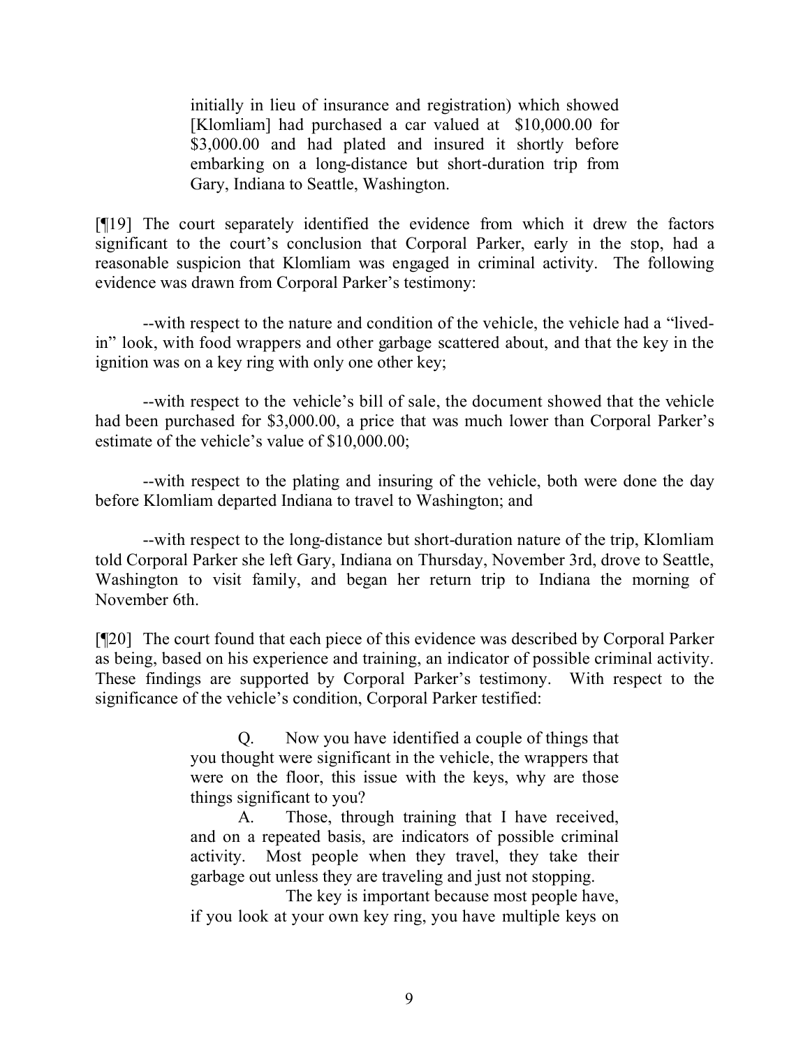initially in lieu of insurance and registration) which showed [Klomliam] had purchased a car valued at $10,000.00 for $3,000.00 and had plated and insured it shortly before embarking on a long-distance but short-duration trip from Gary, Indiana to Seattle, Washington.

[¶19] The court separately identified the evidence from which it drew the factors significant to the court's conclusion that Corporal Parker, early in the stop, had a reasonable suspicion that Klomliam was engaged in criminal activity. The following evidence was drawn from Corporal Parker's testimony:

--with respect to the nature and condition of the vehicle, the vehicle had a "lived-in" look, with food wrappers and other garbage scattered about, and that the key in the ignition was on a key ring with only one other key;

--with respect to the vehicle's bill of sale, the document showed that the vehicle had been purchased for $3,000.00, a price that was much lower than Corporal Parker's estimate of the vehicle's value of $10,000.00;

--with respect to the plating and insuring of the vehicle, both were done the day before Klomliam departed Indiana to travel to Washington; and

--with respect to the long-distance but short-duration nature of the trip, Klomliam told Corporal Parker she left Gary, Indiana on Thursday, November 3rd, drove to Seattle, Washington to visit family, and began her return trip to Indiana the morning of November 6th.

[¶20] The court found that each piece of this evidence was described by Corporal Parker as being, based on his experience and training, an indicator of possible criminal activity. These findings are supported by Corporal Parker's testimony. With respect to the significance of the vehicle's condition, Corporal Parker testified:

> Q. Now you have identified a couple of things that you thought were significant in the vehicle, the wrappers that were on the floor, this issue with the keys, why are those things significant to you?
>
> A. Those, through training that I have received, and on a repeated basis, are indicators of possible criminal activity. Most people when they travel, they take their garbage out unless they are traveling and just not stopping.
>
> The key is important because most people have, if you look at your own key ring, you have multiple keys on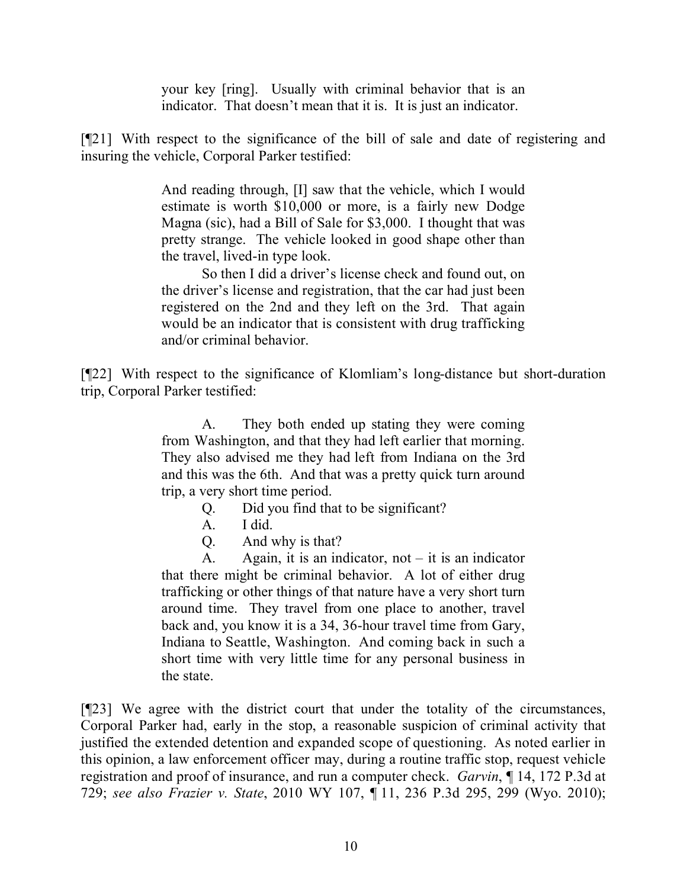> your key [ring]. Usually with criminal behavior that is an indicator. That doesn't mean that it is. It is just an indicator.

[¶21] With respect to the significance of the bill of sale and date of registering and insuring the vehicle, Corporal Parker testified:

> And reading through, [I] saw that the vehicle, which I would estimate is worth $10,000 or more, is a fairly new Dodge Magna (sic), had a Bill of Sale for $3,000. I thought that was pretty strange. The vehicle looked in good shape other than the travel, lived-in type look.
>
> So then I did a driver's license check and found out, on the driver's license and registration, that the car had just been registered on the 2nd and they left on the 3rd. That again would be an indicator that is consistent with drug trafficking and/or criminal behavior.

[¶22] With respect to the significance of Klomliam's long-distance but short-duration trip, Corporal Parker testified:

> A. They both ended up stating they were coming from Washington, and that they had left earlier that morning. They also advised me they had left from Indiana on the 3rd and this was the 6th. And that was a pretty quick turn around trip, a very short time period.
>
> Q. Did you find that to be significant?
>
> A. I did.
>
> Q. And why is that?
>
> A. Again, it is an indicator, not – it is an indicator that there might be criminal behavior. A lot of either drug trafficking or other things of that nature have a very short turn around time. They travel from one place to another, travel back and, you know it is a 34, 36-hour travel time from Gary, Indiana to Seattle, Washington. And coming back in such a short time with very little time for any personal business in the state.

[¶23] We agree with the district court that under the totality of the circumstances, Corporal Parker had, early in the stop, a reasonable suspicion of criminal activity that justified the extended detention and expanded scope of questioning. As noted earlier in this opinion, a law enforcement officer may, during a routine traffic stop, request vehicle registration and proof of insurance, and run a computer check. *Garvin*, ¶ 14, 172 P.3d at 729; *see also Frazier v. State*, 2010 WY 107, ¶ 11, 236 P.3d 295, 299 (Wyo. 2010);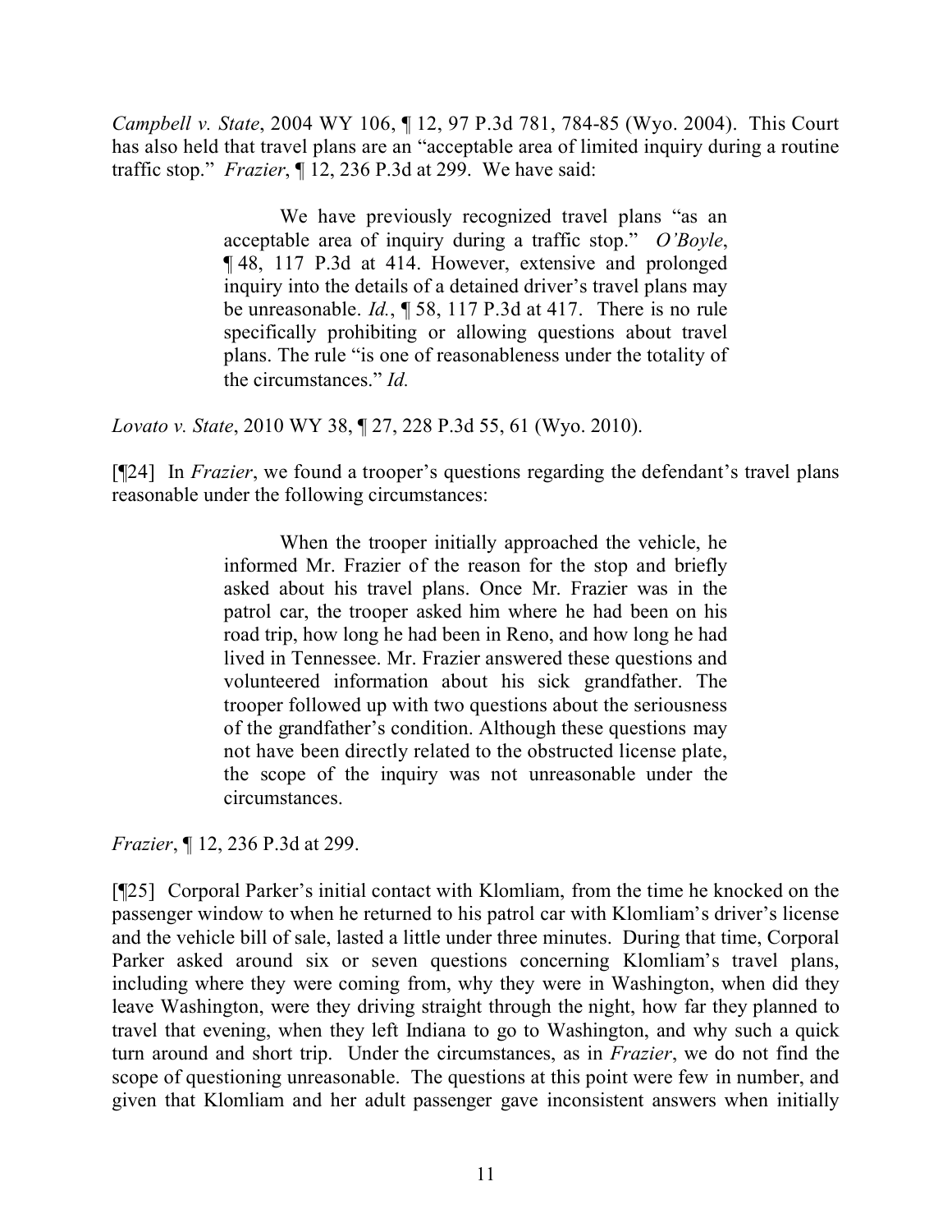*Campbell v. State*, 2004 WY 106, ¶ 12, 97 P.3d 781, 784-85 (Wyo. 2004). This Court has also held that travel plans are an "acceptable area of limited inquiry during a routine traffic stop." *Frazier*, ¶ 12, 236 P.3d at 299. We have said:

> We have previously recognized travel plans "as an acceptable area of inquiry during a traffic stop." *O'Boyle*, ¶ 48, 117 P.3d at 414. However, extensive and prolonged inquiry into the details of a detained driver's travel plans may be unreasonable. *Id.*, ¶ 58, 117 P.3d at 417. There is no rule specifically prohibiting or allowing questions about travel plans. The rule "is one of reasonableness under the totality of the circumstances." *Id.*

*Lovato v. State*, 2010 WY 38, ¶ 27, 228 P.3d 55, 61 (Wyo. 2010).

[¶24] In *Frazier*, we found a trooper's questions regarding the defendant's travel plans reasonable under the following circumstances:

> When the trooper initially approached the vehicle, he informed Mr. Frazier of the reason for the stop and briefly asked about his travel plans. Once Mr. Frazier was in the patrol car, the trooper asked him where he had been on his road trip, how long he had been in Reno, and how long he had lived in Tennessee. Mr. Frazier answered these questions and volunteered information about his sick grandfather. The trooper followed up with two questions about the seriousness of the grandfather's condition. Although these questions may not have been directly related to the obstructed license plate, the scope of the inquiry was not unreasonable under the circumstances.

*Frazier*, ¶ 12, 236 P.3d at 299.

[¶25] Corporal Parker's initial contact with Klomliam, from the time he knocked on the passenger window to when he returned to his patrol car with Klomliam's driver's license and the vehicle bill of sale, lasted a little under three minutes. During that time, Corporal Parker asked around six or seven questions concerning Klomliam's travel plans, including where they were coming from, why they were in Washington, when did they leave Washington, were they driving straight through the night, how far they planned to travel that evening, when they left Indiana to go to Washington, and why such a quick turn around and short trip. Under the circumstances, as in *Frazier*, we do not find the scope of questioning unreasonable. The questions at this point were few in number, and given that Klomliam and her adult passenger gave inconsistent answers when initially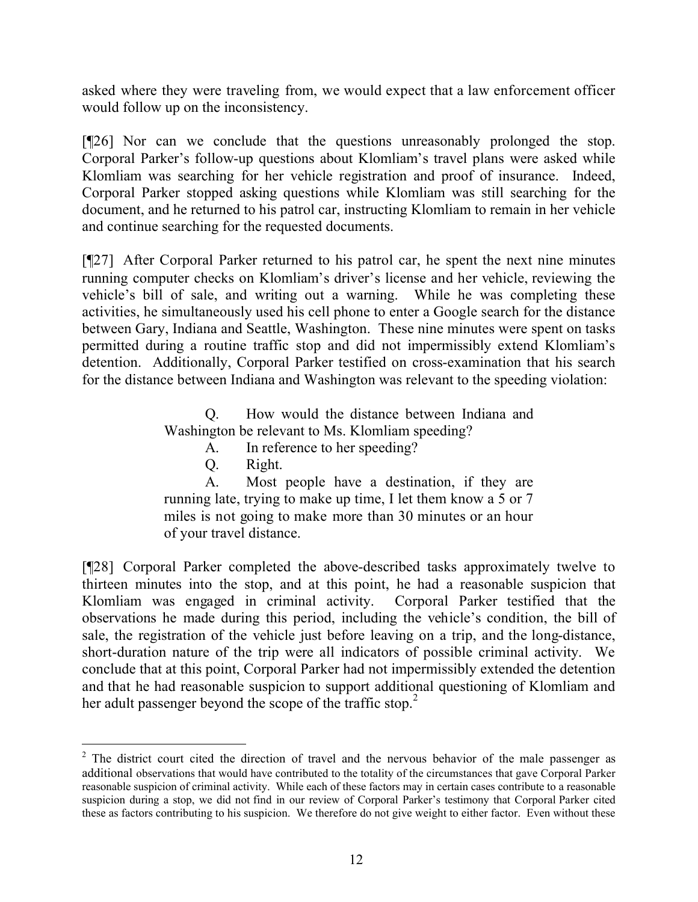asked where they were traveling from, we would expect that a law enforcement officer would follow up on the inconsistency.

[¶26] Nor can we conclude that the questions unreasonably prolonged the stop. Corporal Parker's follow-up questions about Klomliam's travel plans were asked while Klomliam was searching for her vehicle registration and proof of insurance. Indeed, Corporal Parker stopped asking questions while Klomliam was still searching for the document, and he returned to his patrol car, instructing Klomliam to remain in her vehicle and continue searching for the requested documents.

[¶27] After Corporal Parker returned to his patrol car, he spent the next nine minutes running computer checks on Klomliam's driver's license and her vehicle, reviewing the vehicle's bill of sale, and writing out a warning. While he was completing these activities, he simultaneously used his cell phone to enter a Google search for the distance between Gary, Indiana and Seattle, Washington. These nine minutes were spent on tasks permitted during a routine traffic stop and did not impermissibly extend Klomliam's detention. Additionally, Corporal Parker testified on cross-examination that his search for the distance between Indiana and Washington was relevant to the speeding violation:

> Q. How would the distance between Indiana and Washington be relevant to Ms. Klomliam speeding?
>
> A. In reference to her speeding?
>
> Q. Right.
>
> A. Most people have a destination, if they are running late, trying to make up time, I let them know a 5 or 7 miles is not going to make more than 30 minutes or an hour of your travel distance.

[¶28] Corporal Parker completed the above-described tasks approximately twelve to thirteen minutes into the stop, and at this point, he had a reasonable suspicion that Klomliam was engaged in criminal activity. Corporal Parker testified that the observations he made during this period, including the vehicle's condition, the bill of sale, the registration of the vehicle just before leaving on a trip, and the long-distance, short-duration nature of the trip were all indicators of possible criminal activity. We conclude that at this point, Corporal Parker had not impermissibly extended the detention and that he had reasonable suspicion to support additional questioning of Klomliam and her adult passenger beyond the scope of the traffic stop.[2]

[2] The district court cited the direction of travel and the nervous behavior of the male passenger as additional observations that would have contributed to the totality of the circumstances that gave Corporal Parker reasonable suspicion of criminal activity. While each of these factors may in certain cases contribute to a reasonable suspicion during a stop, we did not find in our review of Corporal Parker's testimony that Corporal Parker cited these as factors contributing to his suspicion. We therefore do not give weight to either factor. Even without these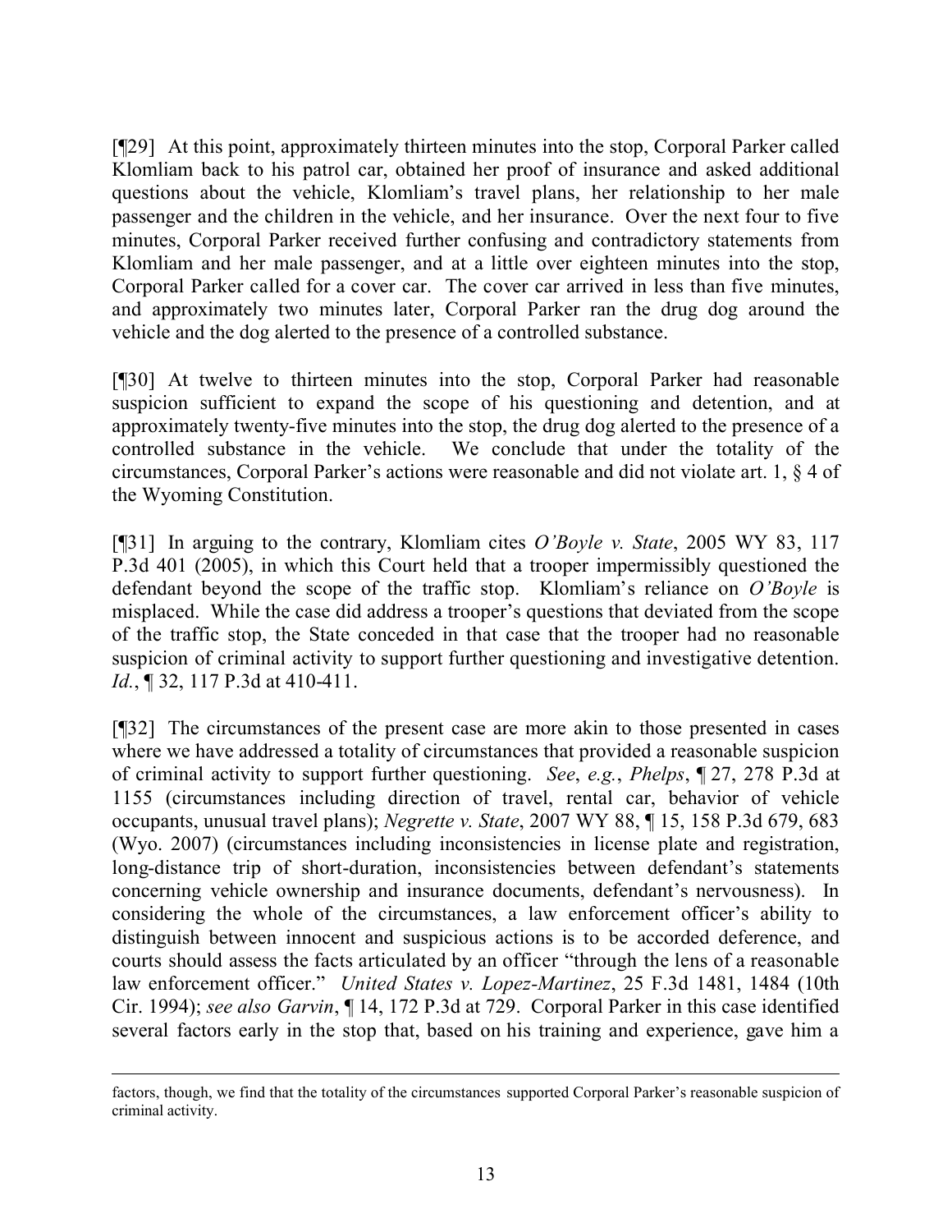[¶29] At this point, approximately thirteen minutes into the stop, Corporal Parker called Klomliam back to his patrol car, obtained her proof of insurance and asked additional questions about the vehicle, Klomliam's travel plans, her relationship to her male passenger and the children in the vehicle, and her insurance. Over the next four to five minutes, Corporal Parker received further confusing and contradictory statements from Klomliam and her male passenger, and at a little over eighteen minutes into the stop, Corporal Parker called for a cover car. The cover car arrived in less than five minutes, and approximately two minutes later, Corporal Parker ran the drug dog around the vehicle and the dog alerted to the presence of a controlled substance.

[¶30] At twelve to thirteen minutes into the stop, Corporal Parker had reasonable suspicion sufficient to expand the scope of his questioning and detention, and at approximately twenty-five minutes into the stop, the drug dog alerted to the presence of a controlled substance in the vehicle. We conclude that under the totality of the circumstances, Corporal Parker's actions were reasonable and did not violate art. 1, § 4 of the Wyoming Constitution.

[¶31] In arguing to the contrary, Klomliam cites *O'Boyle v. State*, 2005 WY 83, 117 P.3d 401 (2005), in which this Court held that a trooper impermissibly questioned the defendant beyond the scope of the traffic stop. Klomliam's reliance on *O'Boyle* is misplaced. While the case did address a trooper's questions that deviated from the scope of the traffic stop, the State conceded in that case that the trooper had no reasonable suspicion of criminal activity to support further questioning and investigative detention. *Id.*, ¶ 32, 117 P.3d at 410-411.

[¶32] The circumstances of the present case are more akin to those presented in cases where we have addressed a totality of circumstances that provided a reasonable suspicion of criminal activity to support further questioning. *See*, *e.g.*, *Phelps*, ¶ 27, 278 P.3d at 1155 (circumstances including direction of travel, rental car, behavior of vehicle occupants, unusual travel plans); *Negrette v. State*, 2007 WY 88, ¶ 15, 158 P.3d 679, 683 (Wyo. 2007) (circumstances including inconsistencies in license plate and registration, long-distance trip of short-duration, inconsistencies between defendant's statements concerning vehicle ownership and insurance documents, defendant's nervousness). In considering the whole of the circumstances, a law enforcement officer's ability to distinguish between innocent and suspicious actions is to be accorded deference, and courts should assess the facts articulated by an officer "through the lens of a reasonable law enforcement officer." *United States v. Lopez-Martinez*, 25 F.3d 1481, 1484 (10th Cir. 1994); *see also Garvin*, ¶ 14, 172 P.3d at 729. Corporal Parker in this case identified several factors early in the stop that, based on his training and experience, gave him a

---

factors, though, we find that the totality of the circumstances supported Corporal Parker's reasonable suspicion of criminal activity.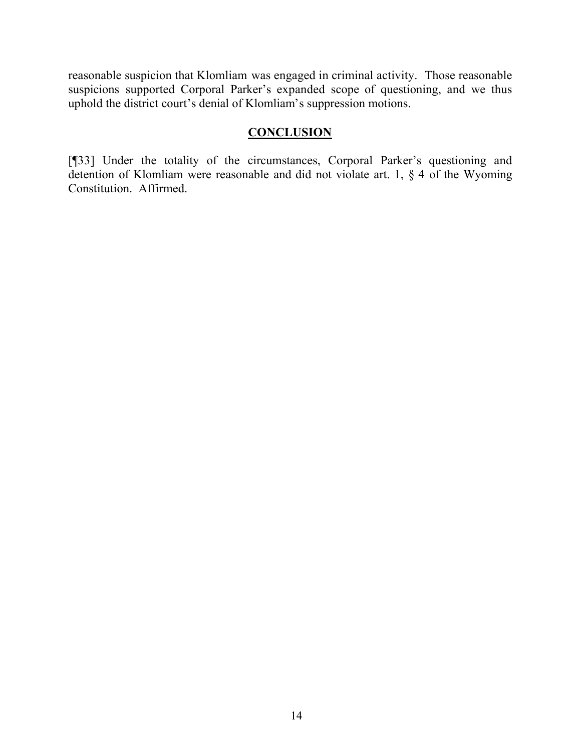reasonable suspicion that Klomliam was engaged in criminal activity. Those reasonable suspicions supported Corporal Parker's expanded scope of questioning, and we thus uphold the district court's denial of Klomliam's suppression motions.

## CONCLUSION

[¶33] Under the totality of the circumstances, Corporal Parker's questioning and detention of Klomliam were reasonable and did not violate art. 1, § 4 of the Wyoming Constitution. Affirmed.